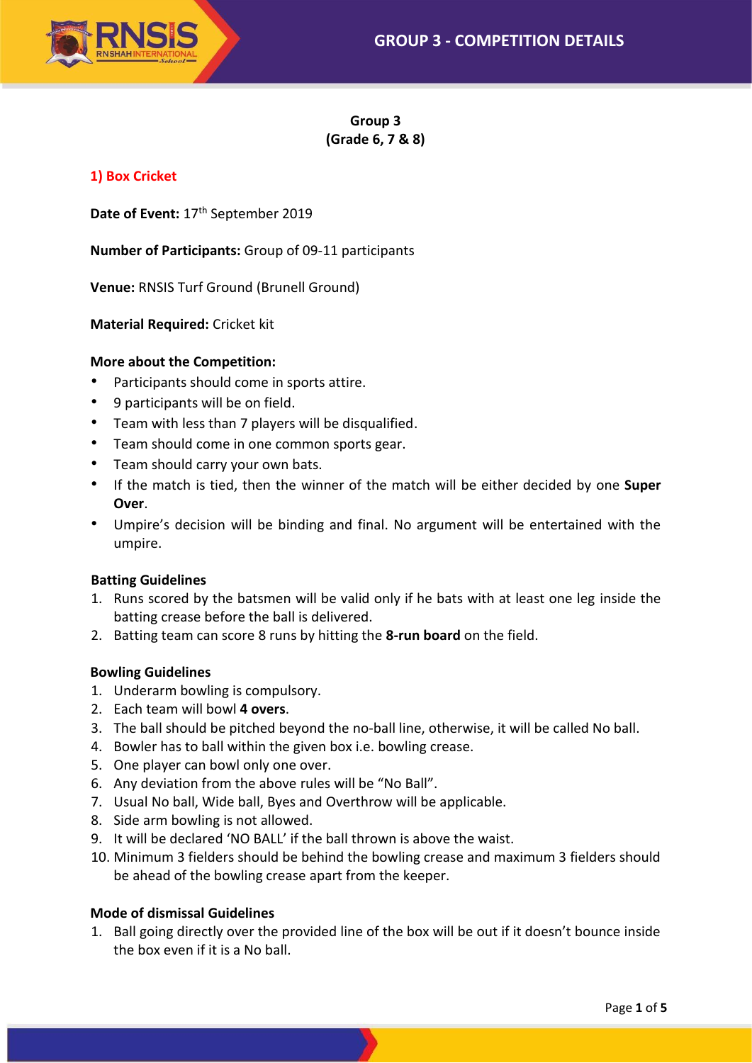# Group 3
## (Grade 6, 7 & 8)

### 1) Box Cricket

**Date of Event:** 17th September 2019

**Number of Participants:** Group of 09-11 participants

**Venue:** RNSIS Turf Ground (Brunell Ground)

**Material Required:** Cricket kit

**More about the Competition:**

- Participants should come in sports attire.
- 9 participants will be on field.
- Team with less than 7 players will be disqualified.
- Team should come in one common sports gear.
- Team should carry your own bats.
- If the match is tied, then the winner of the match will be either decided by one **Super Over**.
- Umpire's decision will be binding and final. No argument will be entertained with the umpire.

**Batting Guidelines**

1. Runs scored by the batsmen will be valid only if he bats with at least one leg inside the batting crease before the ball is delivered.
2. Batting team can score 8 runs by hitting the **8-run board** on the field.

**Bowling Guidelines**

1. Underarm bowling is compulsory.
2. Each team will bowl **4 overs**.
3. The ball should be pitched beyond the no-ball line, otherwise, it will be called No ball.
4. Bowler has to ball within the given box i.e. bowling crease.
5. One player can bowl only one over.
6. Any deviation from the above rules will be "No Ball".
7. Usual No ball, Wide ball, Byes and Overthrow will be applicable.
8. Side arm bowling is not allowed.
9. It will be declared 'NO BALL' if the ball thrown is above the waist.
10. Minimum 3 fielders should be behind the bowling crease and maximum 3 fielders should be ahead of the bowling crease apart from the keeper.

**Mode of dismissal Guidelines**

1. Ball going directly over the provided line of the box will be out if it doesn't bounce inside the box even if it is a No ball.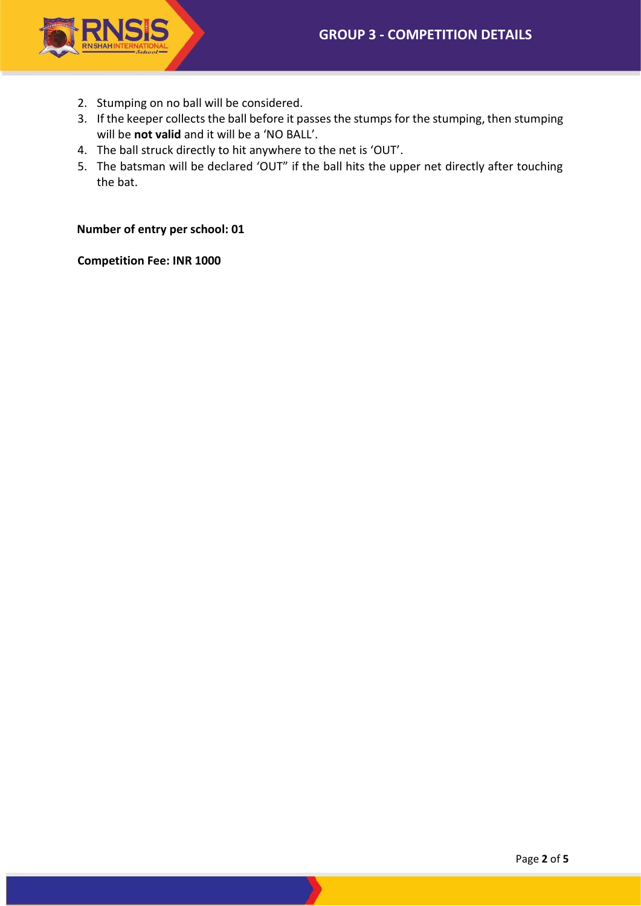2. Stumping on no ball will be considered.
3. If the keeper collects the ball before it passes the stumps for the stumping, then stumping will be **not valid** and it will be a 'NO BALL'.
4. The ball struck directly to hit anywhere to the net is 'OUT'.
5. The batsman will be declared 'OUT" if the ball hits the upper net directly after touching the bat.

**Number of entry per school: 01**

**Competition Fee: INR 1000**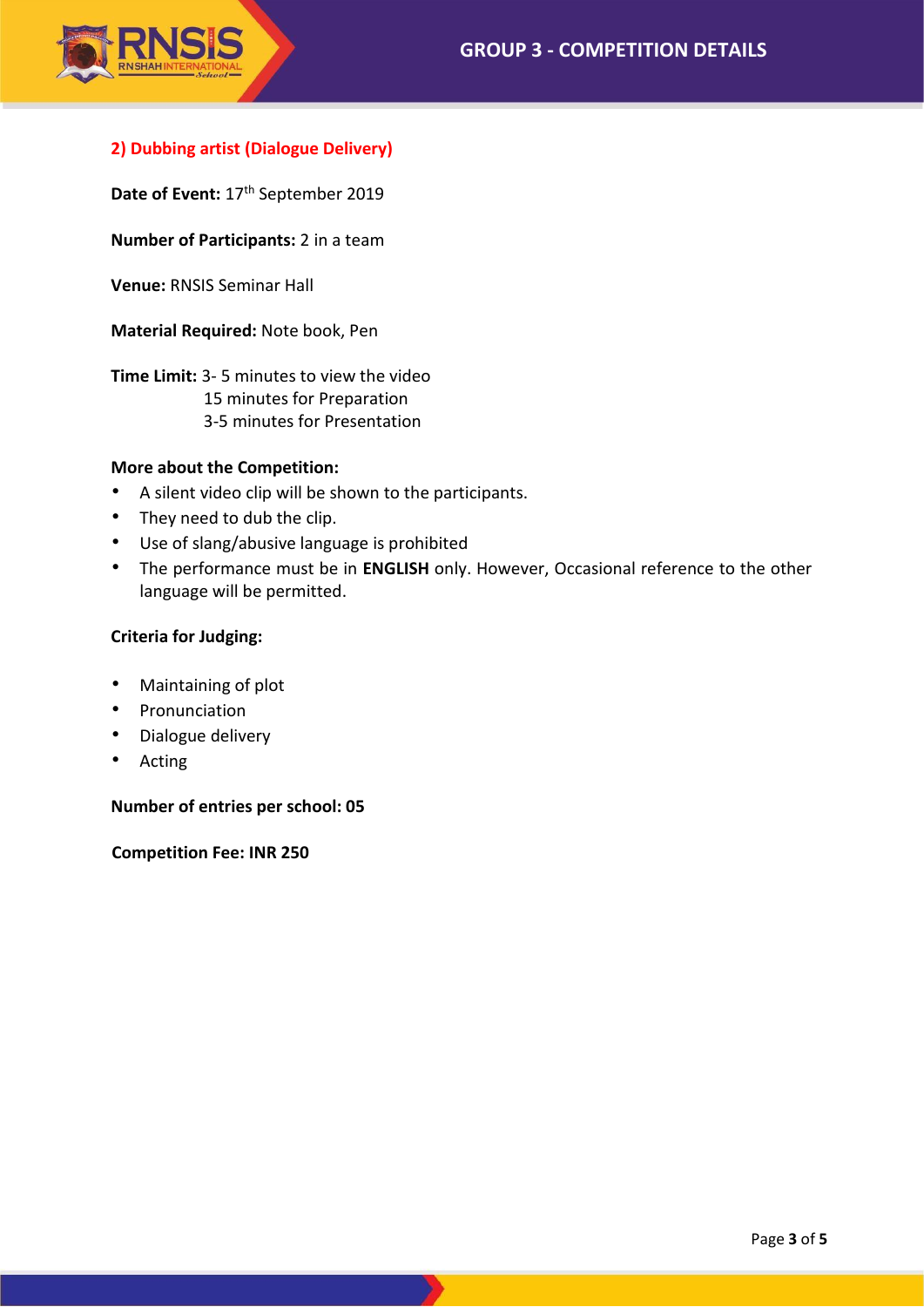## 2) Dubbing artist (Dialogue Delivery)

**Date of Event:** 17th September 2019

**Number of Participants:** 2 in a team

**Venue:** RNSIS Seminar Hall

**Material Required:** Note book, Pen

**Time Limit:** 3- 5 minutes to view the video
15 minutes for Preparation
3-5 minutes for Presentation

**More about the Competition:**

- A silent video clip will be shown to the participants.
- They need to dub the clip.
- Use of slang/abusive language is prohibited
- The performance must be in **ENGLISH** only. However, Occasional reference to the other language will be permitted.

**Criteria for Judging:**

- Maintaining of plot
- Pronunciation
- Dialogue delivery
- Acting

**Number of entries per school: 05**

**Competition Fee: INR 250**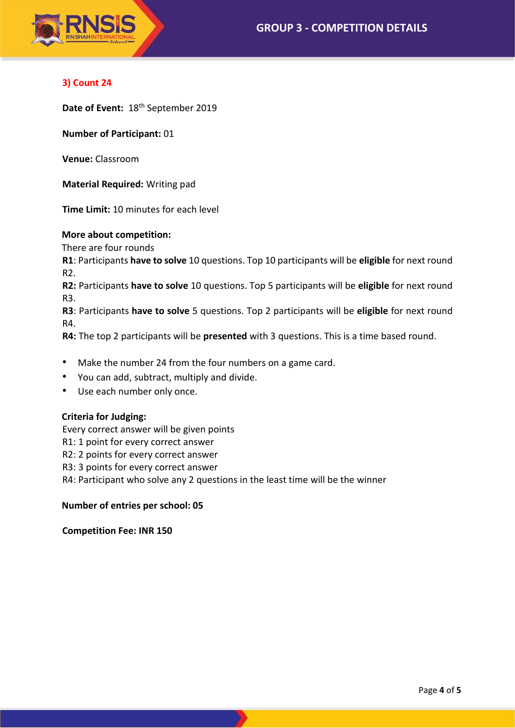### 3) Count 24

**Date of Event:** 18th September 2019

**Number of Participant:** 01

**Venue:** Classroom

**Material Required:** Writing pad

**Time Limit:** 10 minutes for each level

**More about competition:**

There are four rounds

**R1**: Participants **have to solve** 10 questions. Top 10 participants will be **eligible** for next round R2.

**R2:** Participants **have to solve** 10 questions. Top 5 participants will be **eligible** for next round R3.

**R3**: Participants **have to solve** 5 questions. Top 2 participants will be **eligible** for next round R4.

**R4:** The top 2 participants will be **presented** with 3 questions. This is a time based round.

- Make the number 24 from the four numbers on a game card.
- You can add, subtract, multiply and divide.
- Use each number only once.

**Criteria for Judging:**

Every correct answer will be given points

R1: 1 point for every correct answer

R2: 2 points for every correct answer

R3: 3 points for every correct answer

R4: Participant who solve any 2 questions in the least time will be the winner

**Number of entries per school: 05**

**Competition Fee: INR 150**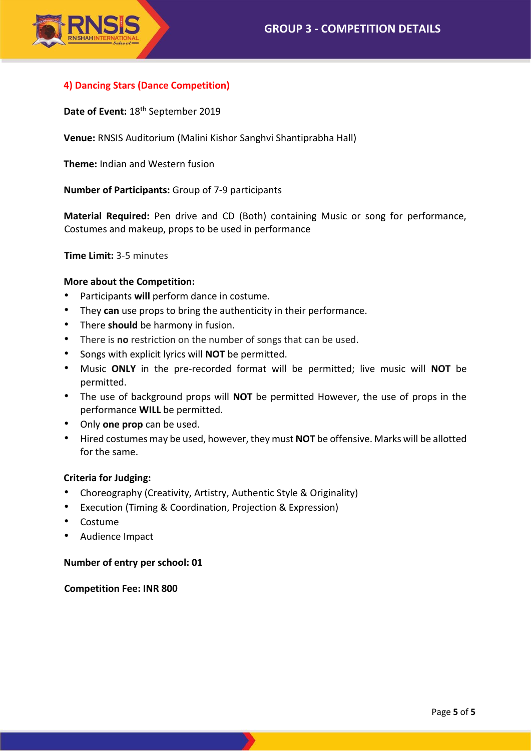## 4) Dancing Stars (Dance Competition)

**Date of Event:** 18th September 2019

**Venue:** RNSIS Auditorium (Malini Kishor Sanghvi Shantiprabha Hall)

**Theme:** Indian and Western fusion

**Number of Participants:** Group of 7-9 participants

**Material Required:** Pen drive and CD (Both) containing Music or song for performance, Costumes and makeup, props to be used in performance

**Time Limit:** 3-5 minutes

**More about the Competition:**

- Participants **will** perform dance in costume.
- They **can** use props to bring the authenticity in their performance.
- There **should** be harmony in fusion.
- There is **no** restriction on the number of songs that can be used.
- Songs with explicit lyrics will **NOT** be permitted.
- Music **ONLY** in the pre-recorded format will be permitted; live music will **NOT** be permitted.
- The use of background props will **NOT** be permitted However, the use of props in the performance **WILL** be permitted.
- Only **one prop** can be used.
- Hired costumes may be used, however, they must **NOT** be offensive. Marks will be allotted for the same.

**Criteria for Judging:**

- Choreography (Creativity, Artistry, Authentic Style & Originality)
- Execution (Timing & Coordination, Projection & Expression)
- Costume
- Audience Impact

**Number of entry per school: 01**

**Competition Fee: INR 800**